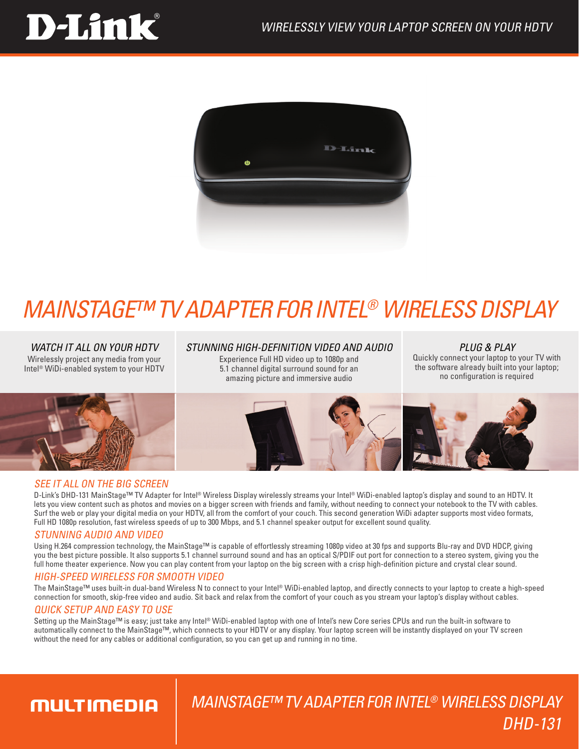# D-Link

WIRELESSLY VIEW YOUR LAPTOP SCREEN ON YOUR HDTV

# MAINSTAGE™ TV ADAPTER FOR INTEL® WIRELESS DISPLAY

### WATCH IT ALL ON YOUR HDTV

Wirelessly project any media from your Intel® WiDi-enabled system to your HDTV

### STUNNING HIGH-DEFINITION VIDEO AND AUDIO

Experience Full HD video up to 1080p and 5.1 channel digital surround sound for an amazing picture and immersive audio

### PLUG & PLAY

Quickly connect your laptop to your TV with the software already built into your laptop; no configuration is required

## SEE IT ALL ON THE BIG SCREEN

D-Link's DHD-131 MainStage™ TV Adapter for Intel® Wireless Display wirelessly streams your Intel® WiDi-enabled laptop's display and sound to an HDTV. It lets you view content such as photos and movies on a bigger screen with friends and family, without needing to connect your notebook to the TV with cables. Surf the web or play your digital media on your HDTV, all from the comfort of your couch. This second generation WiDi adapter supports most video formats, Full HD 1080p resolution, fast wireless speeds of up to 300 Mbps, and 5.1 channel speaker output for excellent sound quality.

## STUNNING AUDIO AND VIDEO

Using H.264 compression technology, the MainStage™ is capable of effortlessly streaming 1080p video at 30 fps and supports Blu-ray and DVD HDCP, giving you the best picture possible. It also supports 5.1 channel surround sound and has an optical S/PDIF out port for connection to a stereo system, giving you the full home theater experience. Now you can play content from your laptop on the big screen with a crisp high-definition picture and crystal clear sound.

## HIGH-SPEED WIRELESS FOR SMOOTH VIDEO

The MainStage™ uses built-in dual-band Wireless N to connect to your Intel® WiDi-enabled laptop, and directly connects to your laptop to create a high-speed connection for smooth, skip-free video and audio. Sit back and relax from the comfort of your couch as you stream your laptop's display without cables.

## QUICK SETUP AND EASY TO USE

Setting up the MainStage™ is easy; just take any Intel® WiDi-enabled laptop with one of Intel's new Core series CPUs and run the built-in software to automatically connect to the MainStage™, which connects to your HDTV or any display. Your laptop screen will be instantly displayed on your TV screen without the need for any cables or additional configuration, so you can get up and running in no time.

MULTIMEDIA

MAINSTAGE™ TV ADAPTER FOR INTEL® WIRELESS DISPLAY
DHD-131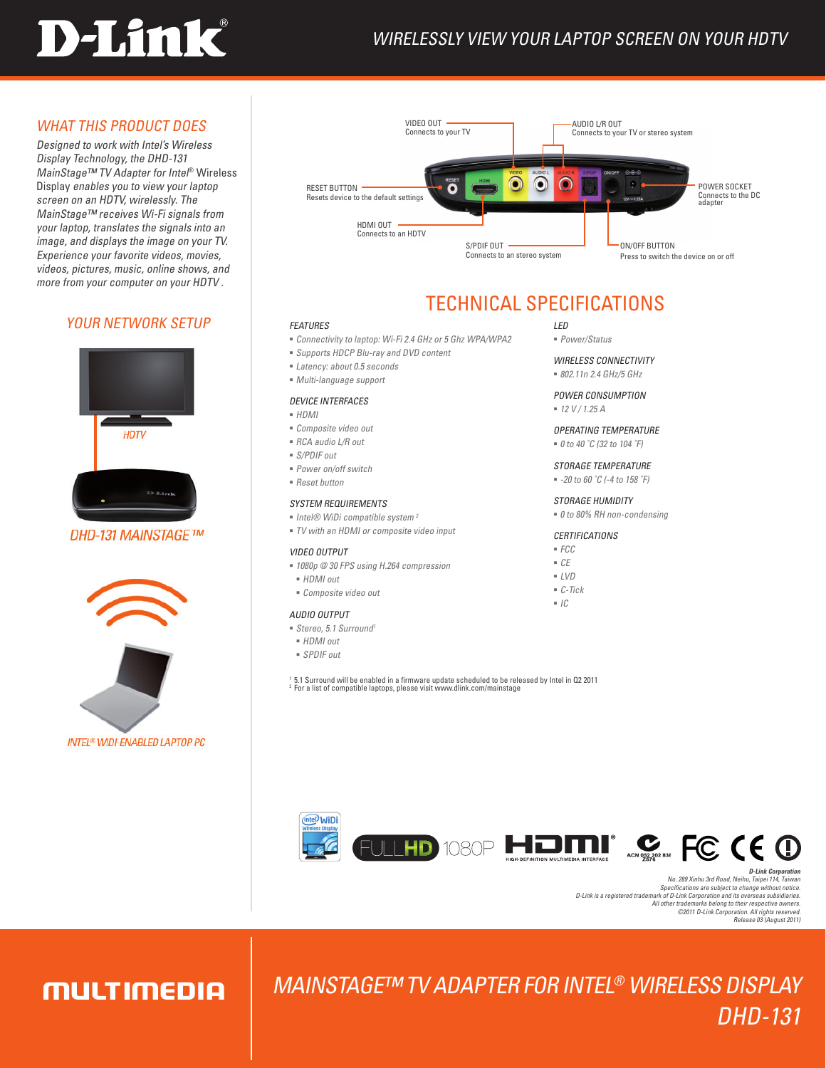# D-Link

WIRELESSLY VIEW YOUR LAPTOP SCREEN ON YOUR HDTV

## WHAT THIS PRODUCT DOES

*Designed to work with Intel's Wireless Display Technology, the DHD-131 MainStage™ TV Adapter for Intel® Wireless Display enables you to view your laptop screen on an HDTV, wirelessly. The MainStage™ receives Wi-Fi signals from your laptop, translates the signals into an image, and displays the image on your TV. Experience your favorite videos, movies, videos, pictures, music, online shows, and more from your computer on your HDTV .*

## YOUR NETWORK SETUP

HDTV

DHD-131 MAINSTAGE™

INTEL® WIDI-ENABLED LAPTOP PC

VIDEO OUT
Connects to your TV

AUDIO L/R OUT
Connects to your TV or stereo system

RESET BUTTON
Resets device to the default settings

POWER SOCKET
Connects to the DC adapter

HDMI OUT
Connects to an HDTV

S/PDIF OUT
Connects to an stereo system

ON/OFF BUTTON
Press to switch the device on or off

## TECHNICAL SPECIFICATIONS

### FEATURES
- Connectivity to laptop: Wi-Fi 2.4 GHz or 5 Ghz WPA/WPA2
- Supports HDCP Blu-ray and DVD content
- Latency: about 0.5 seconds
- Multi-language support

### DEVICE INTERFACES
- HDMI
- Composite video out
- RCA audio L/R out
- S/PDIF out
- Power on/off switch
- Reset button

### SYSTEM REQUIREMENTS
- Intel® WiDi compatible system [2]
- TV with an HDMI or composite video input

### VIDEO OUTPUT
- 1080p @ 30 FPS using H.264 compression
  - HDMI out
  - Composite video out

### AUDIO OUTPUT
- Stereo, 5.1 Surround[1]
  - HDMI out
  - SPDIF out

### LED
- Power/Status

### WIRELESS CONNECTIVITY
- 802.11n 2.4 GHz/5 GHz

### POWER CONSUMPTION
- 12 V / 1.25 A

### OPERATING TEMPERATURE
- 0 to 40 °C (32 to 104 °F)

### STORAGE TEMPERATURE
- -20 to 60 °C (-4 to 158 °F)

### STORAGE HUMIDITY
- 0 to 80% RH non-condensing

### CERTIFICATIONS
- FCC
- CE
- LVD
- C-Tick
- IC

[1] 5.1 Surround will be enabled in a firmware update scheduled to be released by Intel in Q2 2011
[2] For a list of compatible laptops, please visit www.dlink.com/mainstage

**D-Link Corporation**
No. 289 Xinhu 3rd Road, Neihu, Taipei 114, Taiwan
Specifications are subject to change without notice.
D-Link is a registered trademark of D-Link Corporation and its overseas subsidiaries.
All other trademarks belong to their respective owners.
©2011 D-Link Corporation. All rights reserved.
Release 03 (August 2011)

MULTIMEDIA

MAINSTAGE™ TV ADAPTER FOR INTEL® WIRELESS DISPLAY
DHD-131